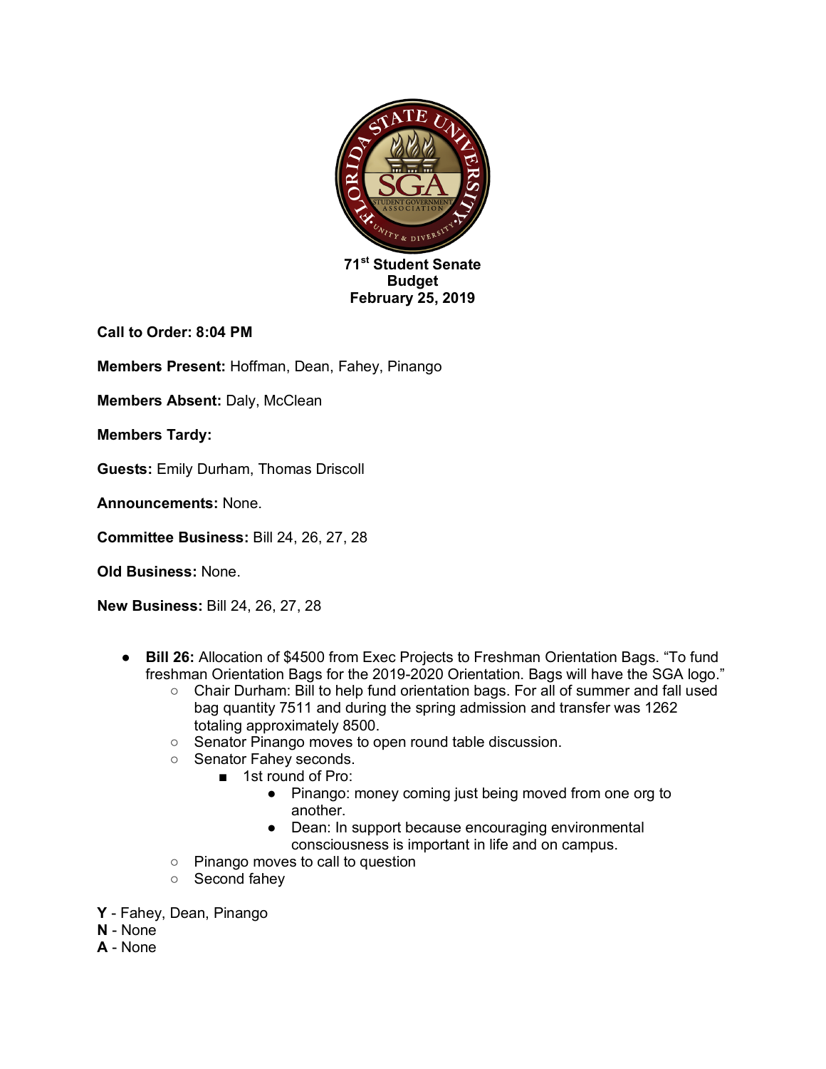**71st Student Senate**
**Budget**
**February 25, 2019**

**Call to Order: 8:04 PM**

**Members Present:** Hoffman, Dean, Fahey, Pinango

**Members Absent:** Daly, McClean

**Members Tardy:**

**Guests:** Emily Durham, Thomas Driscoll

**Announcements:** None.

**Committee Business:** Bill 24, 26, 27, 28

**Old Business:** None.

**New Business:** Bill 24, 26, 27, 28

- **Bill 26:** Allocation of $4500 from Exec Projects to Freshman Orientation Bags. "To fund freshman Orientation Bags for the 2019-2020 Orientation. Bags will have the SGA logo."
    - Chair Durham: Bill to help fund orientation bags. For all of summer and fall used bag quantity 7511 and during the spring admission and transfer was 1262 totaling approximately 8500.
    - Senator Pinango moves to open round table discussion.
    - Senator Fahey seconds.
        - 1st round of Pro:
            - Pinango: money coming just being moved from one org to another.
            - Dean: In support because encouraging environmental consciousness is important in life and on campus.
    - Pinango moves to call to question
    - Second fahey

**Y** - Fahey, Dean, Pinango
**N** - None
**A** - None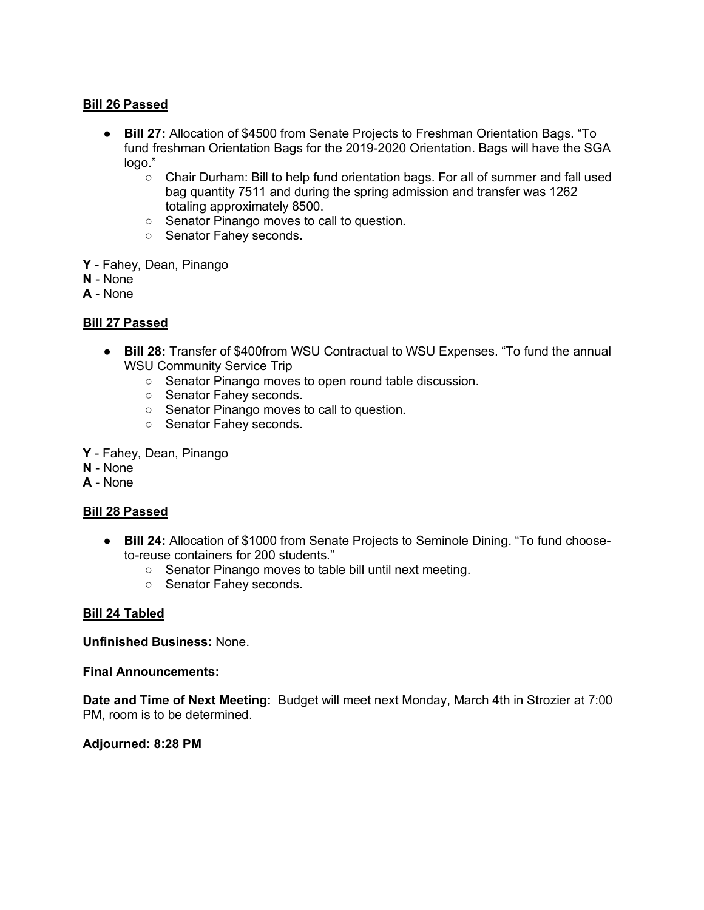**Bill 26 Passed**

- **Bill 27:** Allocation of $4500 from Senate Projects to Freshman Orientation Bags. "To fund freshman Orientation Bags for the 2019-2020 Orientation. Bags will have the SGA logo."
  - Chair Durham: Bill to help fund orientation bags. For all of summer and fall used bag quantity 7511 and during the spring admission and transfer was 1262 totaling approximately 8500.
  - Senator Pinango moves to call to question.
  - Senator Fahey seconds.

**Y** - Fahey, Dean, Pinango
**N** - None
**A** - None

**Bill 27 Passed**

- **Bill 28:** Transfer of $400from WSU Contractual to WSU Expenses. "To fund the annual WSU Community Service Trip
  - Senator Pinango moves to open round table discussion.
  - Senator Fahey seconds.
  - Senator Pinango moves to call to question.
  - Senator Fahey seconds.

**Y** - Fahey, Dean, Pinango
**N** - None
**A** - None

**Bill 28 Passed**

- **Bill 24:** Allocation of $1000 from Senate Projects to Seminole Dining. "To fund choose-to-reuse containers for 200 students."
  - Senator Pinango moves to table bill until next meeting.
  - Senator Fahey seconds.

**Bill 24 Tabled**

**Unfinished Business:** None.

**Final Announcements:**

**Date and Time of Next Meeting:** Budget will meet next Monday, March 4th in Strozier at 7:00 PM, room is to be determined.

**Adjourned: 8:28 PM**